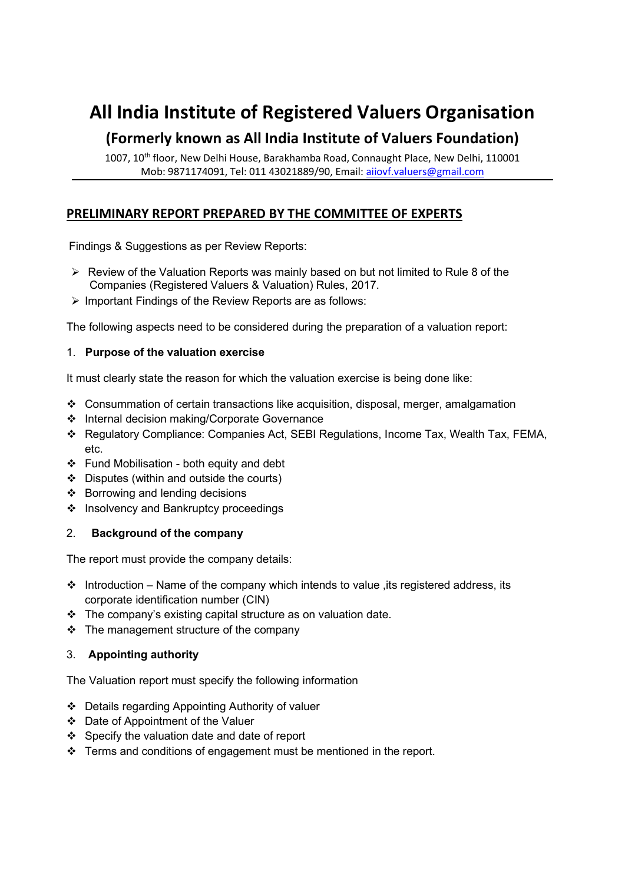# All India Institute of Registered Valuers Organisation

## (Formerly known as All India Institute of Valuers Foundation)

1007, 10th floor, New Delhi House, Barakhamba Road, Connaught Place, New Delhi, 110001
Mob: 9871174091, Tel: 011 43021889/90, Email: aiiovf.valuers@gmail.com

---

## PRELIMINARY REPORT PREPARED BY THE COMMITTEE OF EXPERTS

Findings & Suggestions as per Review Reports:

- Review of the Valuation Reports was mainly based on but not limited to Rule 8 of the Companies (Registered Valuers & Valuation) Rules, 2017.
- Important Findings of the Review Reports are as follows:

The following aspects need to be considered during the preparation of a valuation report:

1. **Purpose of the valuation exercise**

It must clearly state the reason for which the valuation exercise is being done like:

- Consummation of certain transactions like acquisition, disposal, merger, amalgamation
- Internal decision making/Corporate Governance
- Regulatory Compliance: Companies Act, SEBI Regulations, Income Tax, Wealth Tax, FEMA, etc.
- Fund Mobilisation - both equity and debt
- Disputes (within and outside the courts)
- Borrowing and lending decisions
- Insolvency and Bankruptcy proceedings

2. **Background of the company**

The report must provide the company details:

- Introduction – Name of the company which intends to value ,its registered address, its corporate identification number (CIN)
- The company's existing capital structure as on valuation date.
- The management structure of the company

3. **Appointing authority**

The Valuation report must specify the following information

- Details regarding Appointing Authority of valuer
- Date of Appointment of the Valuer
- Specify the valuation date and date of report
- Terms and conditions of engagement must be mentioned in the report.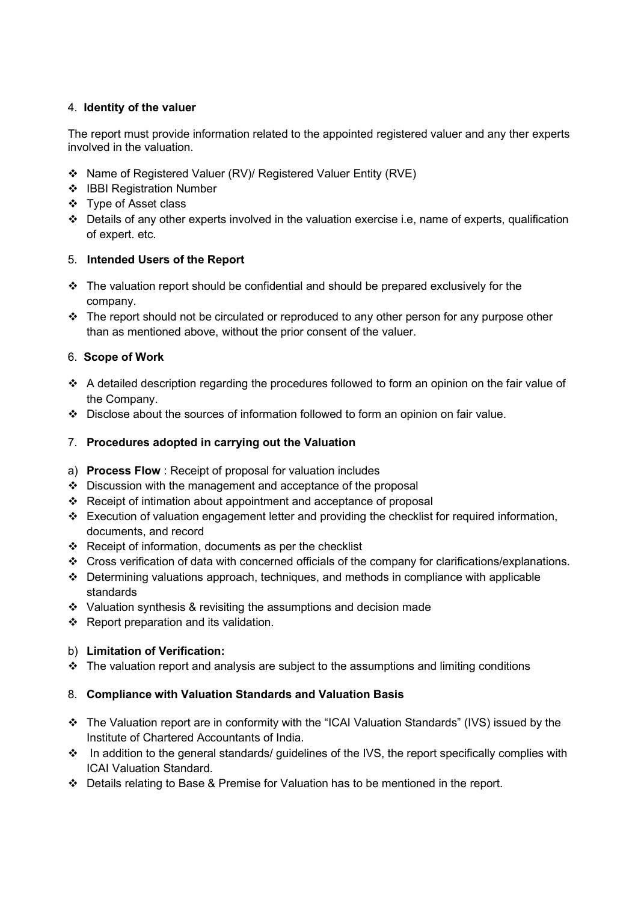## 4. **Identity of the valuer**

The report must provide information related to the appointed registered valuer and any ther experts involved in the valuation.

- Name of Registered Valuer (RV)/ Registered Valuer Entity (RVE)
- IBBI Registration Number
- Type of Asset class
- Details of any other experts involved in the valuation exercise i.e, name of experts, qualification of expert. etc.

## 5. **Intended Users of the Report**

- The valuation report should be confidential and should be prepared exclusively for the company.
- The report should not be circulated or reproduced to any other person for any purpose other than as mentioned above, without the prior consent of the valuer.

## 6. **Scope of Work**

- A detailed description regarding the procedures followed to form an opinion on the fair value of the Company.
- Disclose about the sources of information followed to form an opinion on fair value.

## 7. **Procedures adopted in carrying out the Valuation**

a) **Process Flow** : Receipt of proposal for valuation includes

- Discussion with the management and acceptance of the proposal
- Receipt of intimation about appointment and acceptance of proposal
- Execution of valuation engagement letter and providing the checklist for required information, documents, and record
- Receipt of information, documents as per the checklist
- Cross verification of data with concerned officials of the company for clarifications/explanations.
- Determining valuations approach, techniques, and methods in compliance with applicable standards
- Valuation synthesis & revisiting the assumptions and decision made
- Report preparation and its validation.

b) **Limitation of Verification:**

- The valuation report and analysis are subject to the assumptions and limiting conditions

## 8. **Compliance with Valuation Standards and Valuation Basis**

- The Valuation report are in conformity with the "ICAI Valuation Standards" (IVS) issued by the Institute of Chartered Accountants of India.
- In addition to the general standards/ guidelines of the IVS, the report specifically complies with ICAI Valuation Standard.
- Details relating to Base & Premise for Valuation has to be mentioned in the report.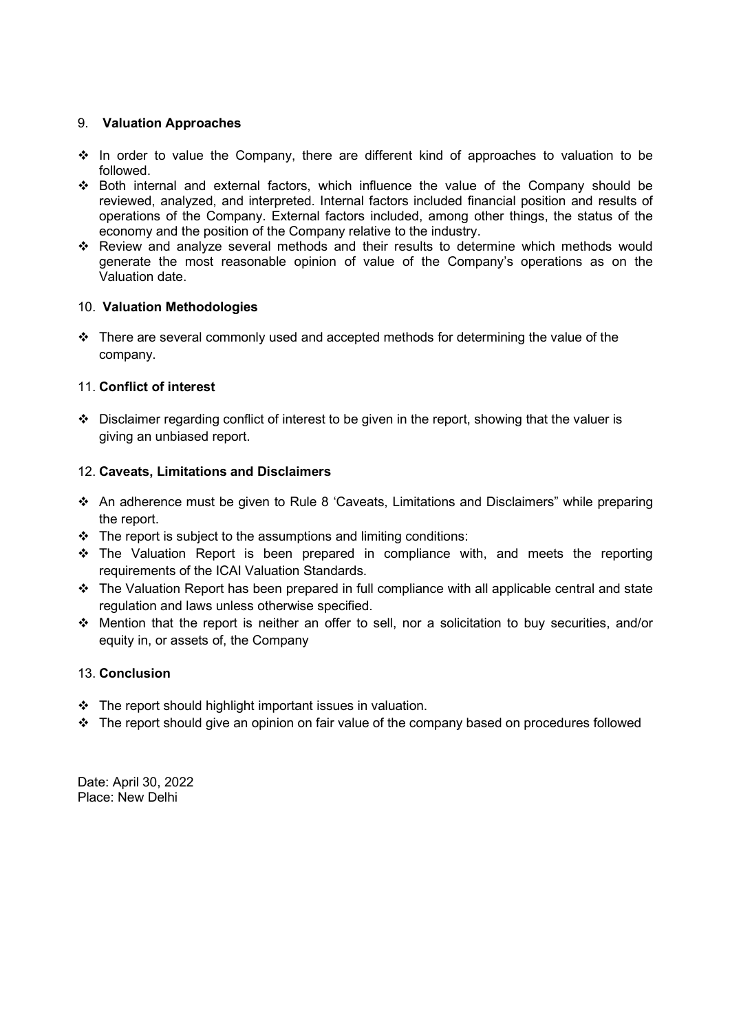## 9. Valuation Approaches

- In order to value the Company, there are different kind of approaches to valuation to be followed.
- Both internal and external factors, which influence the value of the Company should be reviewed, analyzed, and interpreted. Internal factors included financial position and results of operations of the Company. External factors included, among other things, the status of the economy and the position of the Company relative to the industry.
- Review and analyze several methods and their results to determine which methods would generate the most reasonable opinion of value of the Company's operations as on the Valuation date.

## 10. Valuation Methodologies

- There are several commonly used and accepted methods for determining the value of the company.

## 11. Conflict of interest

- Disclaimer regarding conflict of interest to be given in the report, showing that the valuer is giving an unbiased report.

## 12. Caveats, Limitations and Disclaimers

- An adherence must be given to Rule 8 'Caveats, Limitations and Disclaimers" while preparing the report.
- The report is subject to the assumptions and limiting conditions:
- The Valuation Report is been prepared in compliance with, and meets the reporting requirements of the ICAI Valuation Standards.
- The Valuation Report has been prepared in full compliance with all applicable central and state regulation and laws unless otherwise specified.
- Mention that the report is neither an offer to sell, nor a solicitation to buy securities, and/or equity in, or assets of, the Company

## 13. Conclusion

- The report should highlight important issues in valuation.
- The report should give an opinion on fair value of the company based on procedures followed

Date: April 30, 2022
Place: New Delhi